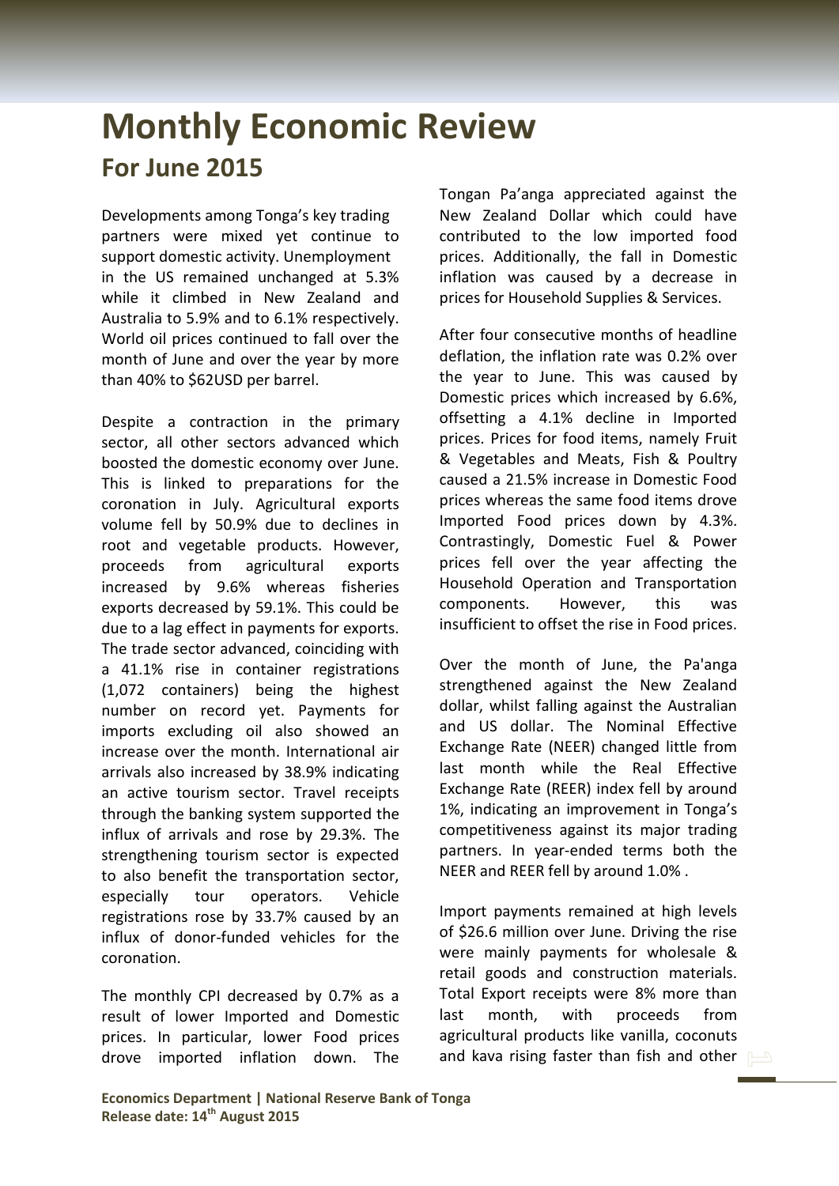# Monthly Economic Review

## For June 2015

Developments among Tonga's key trading partners were mixed yet continue to support domestic activity. Unemployment in the US remained unchanged at 5.3% while it climbed in New Zealand and Australia to 5.9% and to 6.1% respectively. World oil prices continued to fall over the month of June and over the year by more than 40% to $62USD per barrel.

Despite a contraction in the primary sector, all other sectors advanced which boosted the domestic economy over June. This is linked to preparations for the coronation in July. Agricultural exports volume fell by 50.9% due to declines in root and vegetable products. However, proceeds from agricultural exports increased by 9.6% whereas fisheries exports decreased by 59.1%. This could be due to a lag effect in payments for exports. The trade sector advanced, coinciding with a 41.1% rise in container registrations (1,072 containers) being the highest number on record yet. Payments for imports excluding oil also showed an increase over the month. International air arrivals also increased by 38.9% indicating an active tourism sector. Travel receipts through the banking system supported the influx of arrivals and rose by 29.3%. The strengthening tourism sector is expected to also benefit the transportation sector, especially tour operators. Vehicle registrations rose by 33.7% caused by an influx of donor-funded vehicles for the coronation.

The monthly CPI decreased by 0.7% as a result of lower Imported and Domestic prices. In particular, lower Food prices drove imported inflation down. The Tongan Pa'anga appreciated against the New Zealand Dollar which could have contributed to the low imported food prices. Additionally, the fall in Domestic inflation was caused by a decrease in prices for Household Supplies & Services.

After four consecutive months of headline deflation, the inflation rate was 0.2% over the year to June. This was caused by Domestic prices which increased by 6.6%, offsetting a 4.1% decline in Imported prices. Prices for food items, namely Fruit & Vegetables and Meats, Fish & Poultry caused a 21.5% increase in Domestic Food prices whereas the same food items drove Imported Food prices down by 4.3%. Contrastingly, Domestic Fuel & Power prices fell over the year affecting the Household Operation and Transportation components. However, this was insufficient to offset the rise in Food prices.

Over the month of June, the Pa'anga strengthened against the New Zealand dollar, whilst falling against the Australian and US dollar. The Nominal Effective Exchange Rate (NEER) changed little from last month while the Real Effective Exchange Rate (REER) index fell by around 1%, indicating an improvement in Tonga's competitiveness against its major trading partners. In year-ended terms both the NEER and REER fell by around 1.0% .

Import payments remained at high levels of $26.6 million over June. Driving the rise were mainly payments for wholesale & retail goods and construction materials. Total Export receipts were 8% more than last month, with proceeds from agricultural products like vanilla, coconuts and kava rising faster than fish and other

**Economics Department | National Reserve Bank of Tonga**
**Release date: 14th August 2015**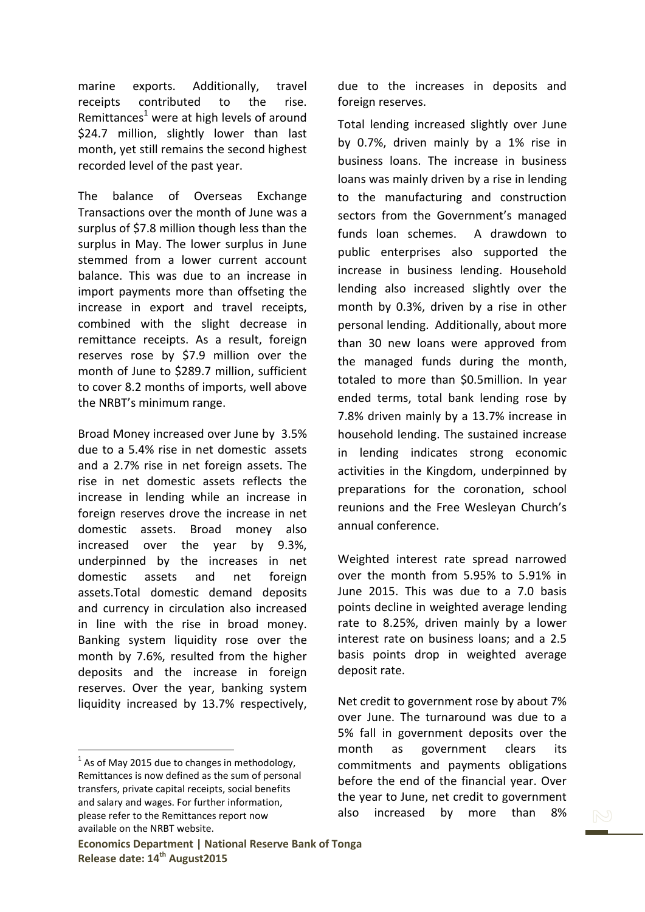marine exports. Additionally, travel receipts contributed to the rise. Remittances[1] were at high levels of around $24.7 million, slightly lower than last month, yet still remains the second highest recorded level of the past year.

The balance of Overseas Exchange Transactions over the month of June was a surplus of $7.8 million though less than the surplus in May. The lower surplus in June stemmed from a lower current account balance. This was due to an increase in import payments more than offseting the increase in export and travel receipts, combined with the slight decrease in remittance receipts. As a result, foreign reserves rose by $7.9 million over the month of June to $289.7 million, sufficient to cover 8.2 months of imports, well above the NRBT's minimum range.

Broad Money increased over June by 3.5% due to a 5.4% rise in net domestic assets and a 2.7% rise in net foreign assets. The rise in net domestic assets reflects the increase in lending while an increase in foreign reserves drove the increase in net domestic assets. Broad money also increased over the year by 9.3%, underpinned by the increases in net domestic assets and net foreign assets.Total domestic demand deposits and currency in circulation also increased in line with the rise in broad money. Banking system liquidity rose over the month by 7.6%, resulted from the higher deposits and the increase in foreign reserves. Over the year, banking system liquidity increased by 13.7% respectively, due to the increases in deposits and foreign reserves.

Total lending increased slightly over June by 0.7%, driven mainly by a 1% rise in business loans. The increase in business loans was mainly driven by a rise in lending to the manufacturing and construction sectors from the Government's managed funds loan schemes. A drawdown to public enterprises also supported the increase in business lending. Household lending also increased slightly over the month by 0.3%, driven by a rise in other personal lending. Additionally, about more than 30 new loans were approved from the managed funds during the month, totaled to more than $0.5million. In year ended terms, total bank lending rose by 7.8% driven mainly by a 13.7% increase in household lending. The sustained increase in lending indicates strong economic activities in the Kingdom, underpinned by preparations for the coronation, school reunions and the Free Wesleyan Church's annual conference.

Weighted interest rate spread narrowed over the month from 5.95% to 5.91% in June 2015. This was due to a 7.0 basis points decline in weighted average lending rate to 8.25%, driven mainly by a lower interest rate on business loans; and a 2.5 basis points drop in weighted average deposit rate.

Net credit to government rose by about 7% over June. The turnaround was due to a 5% fall in government deposits over the month as government clears its commitments and payments obligations before the end of the financial year. Over the year to June, net credit to government also increased by more than 8%

[1] As of May 2015 due to changes in methodology, Remittances is now defined as the sum of personal transfers, private capital receipts, social benefits and salary and wages. For further information, please refer to the Remittances report now available on the NRBT website.

**Economics Department | National Reserve Bank of Tonga**
**Release date: 14th August2015**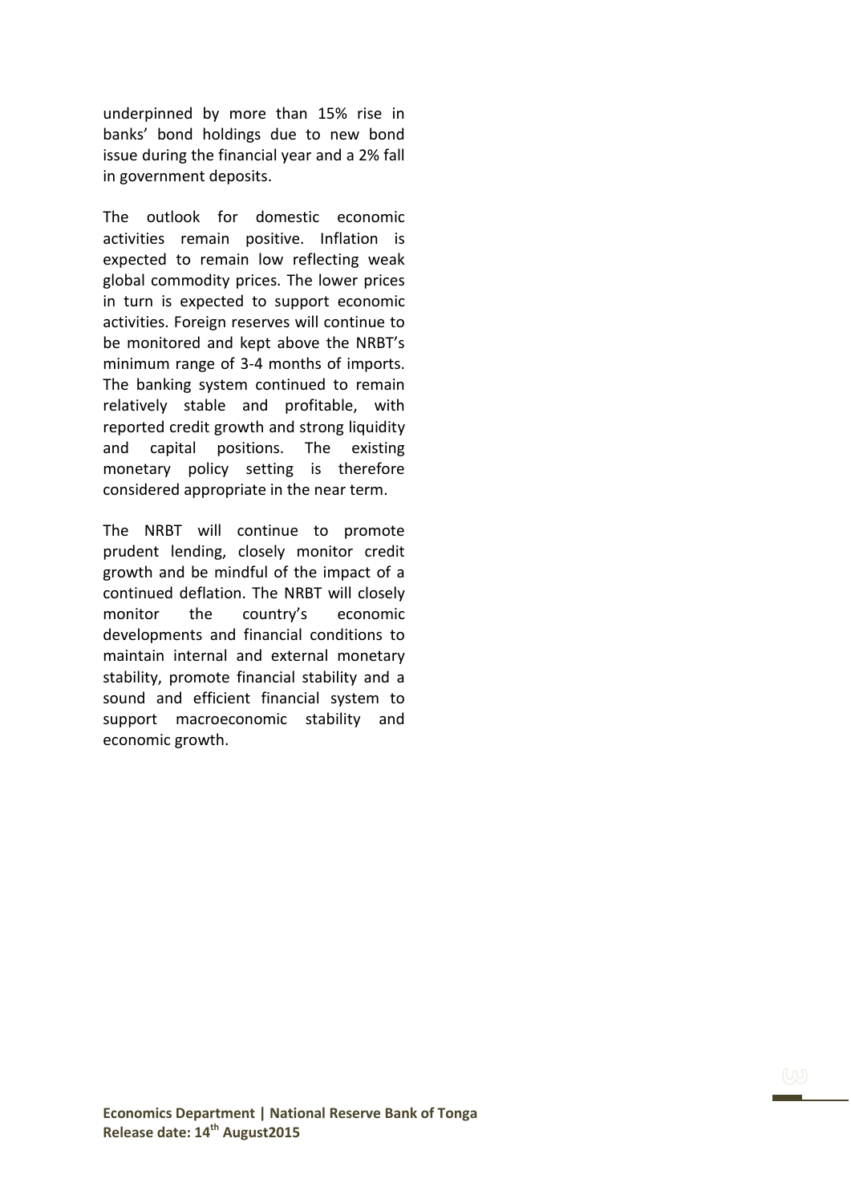underpinned by more than 15% rise in banks' bond holdings due to new bond issue during the financial year and a 2% fall in government deposits.

The outlook for domestic economic activities remain positive. Inflation is expected to remain low reflecting weak global commodity prices. The lower prices in turn is expected to support economic activities. Foreign reserves will continue to be monitored and kept above the NRBT's minimum range of 3-4 months of imports. The banking system continued to remain relatively stable and profitable, with reported credit growth and strong liquidity and capital positions. The existing monetary policy setting is therefore considered appropriate in the near term.

The NRBT will continue to promote prudent lending, closely monitor credit growth and be mindful of the impact of a continued deflation. The NRBT will closely monitor the country's economic developments and financial conditions to maintain internal and external monetary stability, promote financial stability and a sound and efficient financial system to support macroeconomic stability and economic growth.

**Economics Department | National Reserve Bank of Tonga**
**Release date: 14th August2015**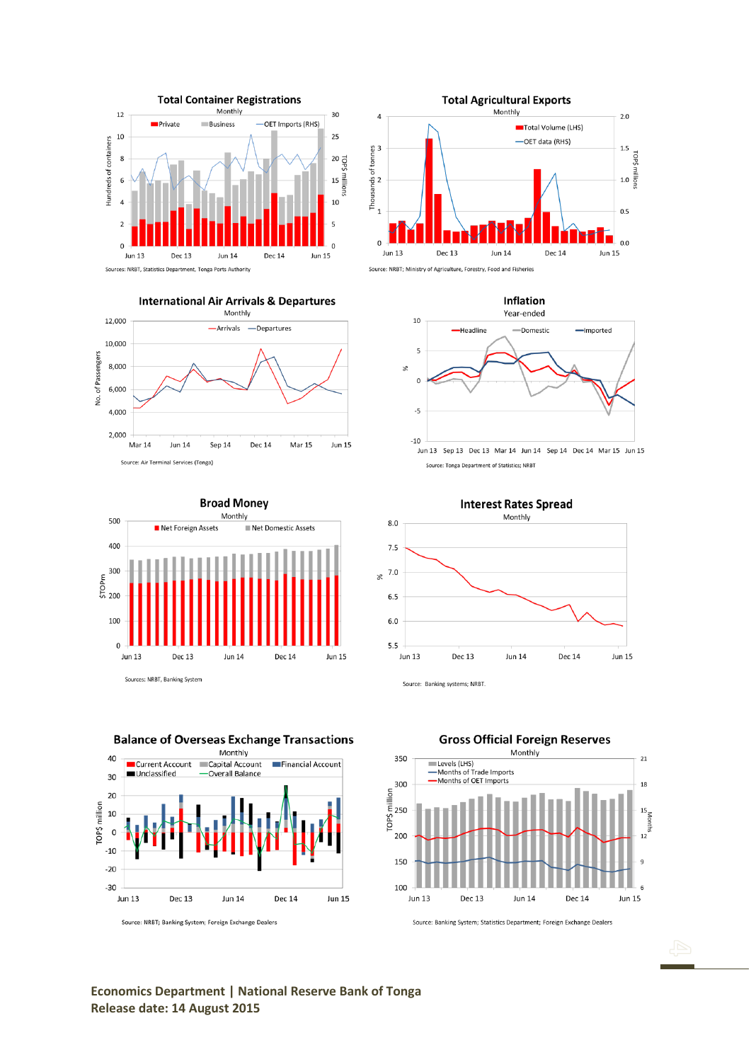## Total Container Registrations

Monthly

Private
Business
OET Imports (RHS)

Hundreds of containers
TOP$ millions

12
10
8
6
4
2
0

30
25
20
15
10
5
0

Jun 13
Dec 13
Jun 14
Dec 14
Jun 15

Sources: NRBT, Statistics Department, Tonga Ports Authority

## Total Agricultural Exports

Monthly

Total Volume (LHS)
OET data (RHS)

Thousands of tonnes
TOP$ millions

4
3
2
1
0

2.0
1.5
1.0
0.5
0.0

Jun 13
Dec 13
Jun 14
Dec 14
Jun 15

Source: NRBT; Ministry of Agriculture, Forestry, Food and Fisheries

## International Air Arrivals & Departures

Monthly

Arrivals
Departures

No. of Passengers

12,000
10,000
8,000
6,000
4,000
2,000

Mar 14
Jun 14
Sep 14
Dec 14
Mar 15
Jun 15

Source: Air Terminal Services (Tonga)

## Inflation

Year-ended

Headline
Domestic
Imported

%

10
5
0
-5
-10

Jun 13
Sep 13
Dec 13
Mar 14
Jun 14
Sep 14
Dec 14
Mar 15
Jun 15

Source: Tonga Department of Statistics; NRBT

## Broad Money

Monthly

Net Foreign Assets
Net Domestic Assets

$TOPm

500
400
300
200
100
0

Jun 13
Dec 13
Jun 14
Dec 14
Jun 15

Sources: NRBT, Banking System

## Interest Rates Spread

Monthly

%

8.0
7.5
7.0
6.5
6.0
5.5

Jun 13
Dec 13
Jun 14
Dec 14
Jun 15

Source: Banking systems; NRBT.

## Balance of Overseas Exchange Transactions

Monthly

Current Account
Capital Account
Financial Account
Unclassified
Overall Balance

TOP$ million

40
30
20
10
0
-10
-20
-30

Jun 13
Dec 13
Jun 14
Dec 14
Jun 15

Source: NRBT; Banking System; Foreign Exchange Dealers

## Gross Official Foreign Reserves

Monthly

Levels (LHS)
Months of Trade Imports
Months of OET Imports

TOP$ million
Months

350
300
250
200
150
100

21
18
15
12
9
6

Jun 13
Dec 13
Jun 14
Dec 14
Jun 15

Source: Banking System; Statistics Department; Foreign Exchange Dealers

**Economics Department | National Reserve Bank of Tonga**
**Release date: 14 August 2015**